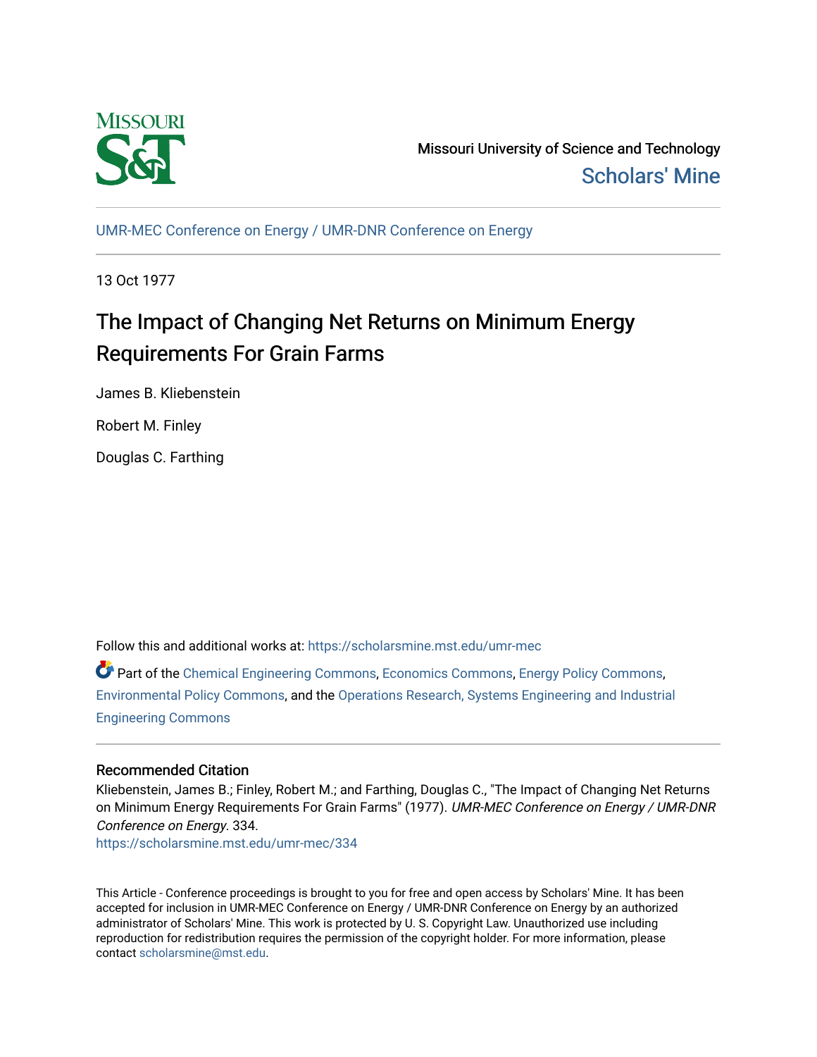Missouri University of Science and Technology

Scholars' Mine

UMR-MEC Conference on Energy / UMR-DNR Conference on Energy

13 Oct 1977

# The Impact of Changing Net Returns on Minimum Energy Requirements For Grain Farms

James B. Kliebenstein

Robert M. Finley

Douglas C. Farthing

Follow this and additional works at: https://scholarsmine.mst.edu/umr-mec

Part of the Chemical Engineering Commons, Economics Commons, Energy Policy Commons, Environmental Policy Commons, and the Operations Research, Systems Engineering and Industrial Engineering Commons

## Recommended Citation

Kliebenstein, James B.; Finley, Robert M.; and Farthing, Douglas C., "The Impact of Changing Net Returns on Minimum Energy Requirements For Grain Farms" (1977). *UMR-MEC Conference on Energy / UMR-DNR Conference on Energy*. 334.
https://scholarsmine.mst.edu/umr-mec/334

This Article - Conference proceedings is brought to you for free and open access by Scholars' Mine. It has been accepted for inclusion in UMR-MEC Conference on Energy / UMR-DNR Conference on Energy by an authorized administrator of Scholars' Mine. This work is protected by U. S. Copyright Law. Unauthorized use including reproduction for redistribution requires the permission of the copyright holder. For more information, please contact scholarsmine@mst.edu.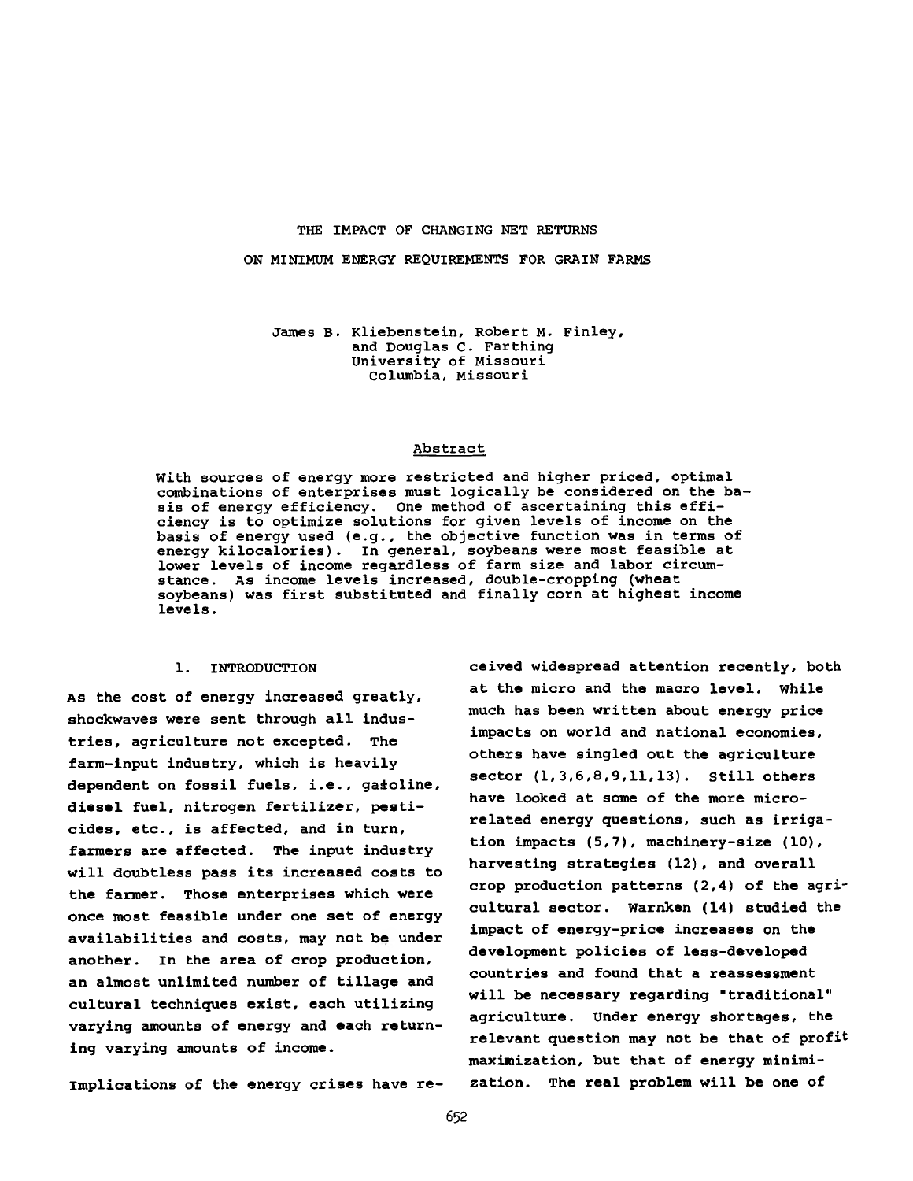# THE IMPACT OF CHANGING NET RETURNS ON MINIMUM ENERGY REQUIREMENTS FOR GRAIN FARMS

James B. Kliebenstein, Robert M. Finley, and Douglas C. Farthing
University of Missouri
Columbia, Missouri

## Abstract

With sources of energy more restricted and higher priced, optimal combinations of enterprises must logically be considered on the basis of energy efficiency. One method of ascertaining this efficiency is to optimize solutions for given levels of income on the basis of energy used (e.g., the objective function was in terms of energy kilocalories). In general, soybeans were most feasible at lower levels of income regardless of farm size and labor circumstance. As income levels increased, double-cropping (wheat soybeans) was first substituted and finally corn at highest income levels.

## 1. INTRODUCTION

As the cost of energy increased greatly, shockwaves were sent through all industries, agriculture not excepted. The farm-input industry, which is heavily dependent on fossil fuels, i.e., gasoline, diesel fuel, nitrogen fertilizer, pesticides, etc., is affected, and in turn, farmers are affected. The input industry will doubtless pass its increased costs to the farmer. Those enterprises which were once most feasible under one set of energy availabilities and costs, may not be under another. In the area of crop production, an almost unlimited number of tillage and cultural techniques exist, each utilizing varying amounts of energy and each returning varying amounts of income.

Implications of the energy crises have received widespread attention recently, both at the micro and the macro level. While much has been written about energy price impacts on world and national economies, others have singled out the agriculture sector (1,3,6,8,9,11,13). Still others have looked at some of the more micro-related energy questions, such as irrigation impacts (5,7), machinery-size (10), harvesting strategies (12), and overall crop production patterns (2,4) of the agricultural sector. Warnken (14) studied the impact of energy-price increases on the development policies of less-developed countries and found that a reassessment will be necessary regarding "traditional" agriculture. Under energy shortages, the relevant question may not be that of profit maximization, but that of energy minimization. The real problem will be one of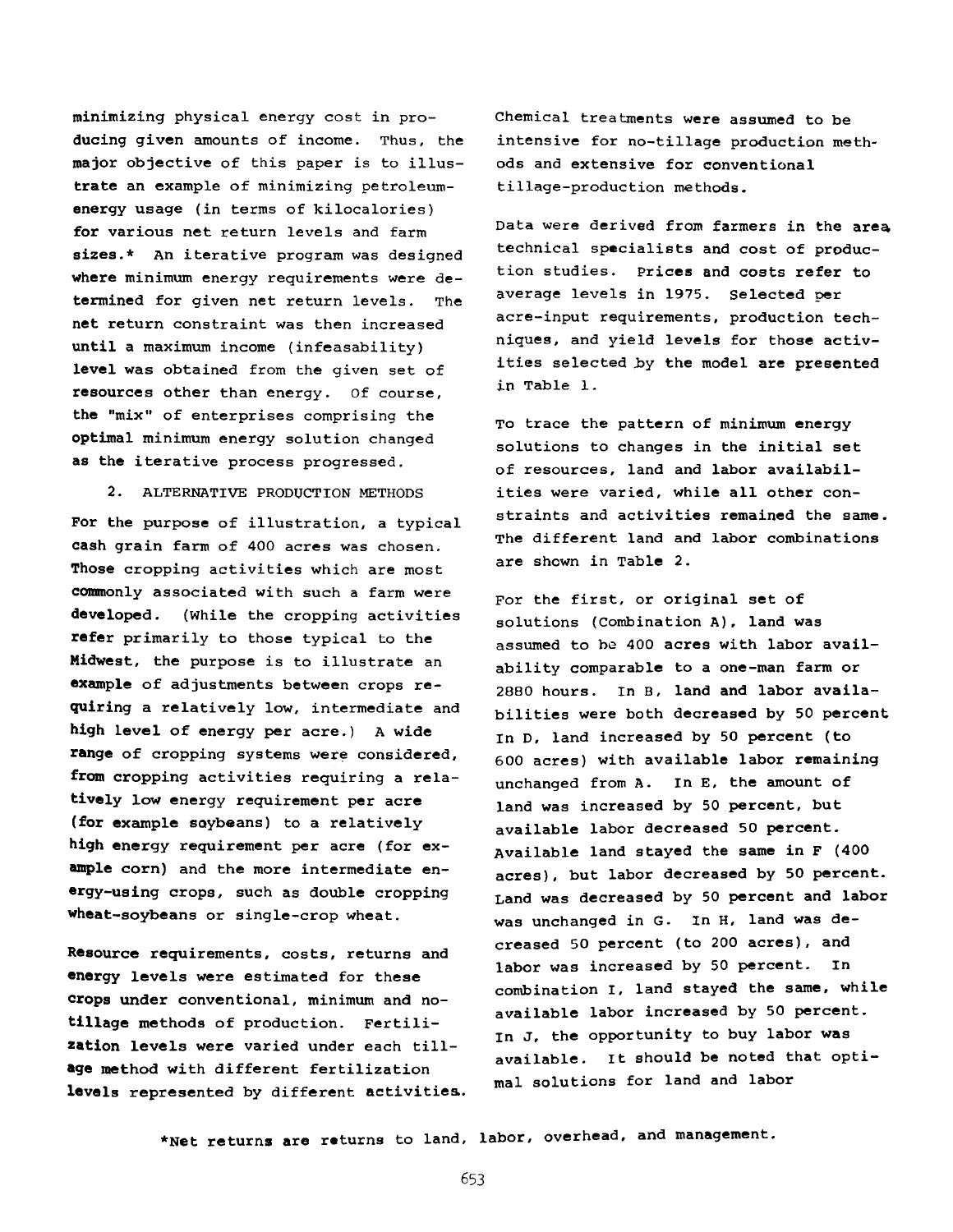minimizing physical energy cost in producing given amounts of income. Thus, the major objective of this paper is to illustrate an example of minimizing petroleum-energy usage (in terms of kilocalories) for various net return levels and farm sizes.* An iterative program was designed where minimum energy requirements were determined for given net return levels. The net return constraint was then increased until a maximum income (infeasability) level was obtained from the given set of resources other than energy. Of course, the "mix" of enterprises comprising the optimal minimum energy solution changed as the iterative process progressed.

## 2. ALTERNATIVE PRODUCTION METHODS

For the purpose of illustration, a typical cash grain farm of 400 acres was chosen. Those cropping activities which are most commonly associated with such a farm were developed. (While the cropping activities refer primarily to those typical to the Midwest, the purpose is to illustrate an example of adjustments between crops requiring a relatively low, intermediate and high level of energy per acre.) A wide range of cropping systems were considered, from cropping activities requiring a relatively low energy requirement per acre (for example soybeans) to a relatively high energy requirement per acre (for example corn) and the more intermediate energy-using crops, such as double cropping wheat-soybeans or single-crop wheat.

Resource requirements, costs, returns and energy levels were estimated for these crops under conventional, minimum and no-tillage methods of production. Fertilization levels were varied under each tillage method with different fertilization levels represented by different activities. Chemical treatments were assumed to be intensive for no-tillage production methods and extensive for conventional tillage-production methods.

Data were derived from farmers in the area, technical specialists and cost of production studies. Prices and costs refer to average levels in 1975. Selected per acre-input requirements, production techniques, and yield levels for those activities selected by the model are presented in Table 1.

To trace the pattern of minimum energy solutions to changes in the initial set of resources, land and labor availabilities were varied, while all other constraints and activities remained the same. The different land and labor combinations are shown in Table 2.

For the first, or original set of solutions (Combination A), land was assumed to be 400 acres with labor availability comparable to a one-man farm or 2880 hours. In B, land and labor availabilities were both decreased by 50 percent In D, land increased by 50 percent (to 600 acres) with available labor remaining unchanged from A. In E, the amount of land was increased by 50 percent, but available labor decreased 50 percent. Available land stayed the same in F (400 acres), but labor decreased by 50 percent. Land was decreased by 50 percent and labor was unchanged in G. In H, land was decreased 50 percent (to 200 acres), and labor was increased by 50 percent. In combination I, land stayed the same, while available labor increased by 50 percent. In J, the opportunity to buy labor was available. It should be noted that optimal solutions for land and labor

*Net returns are returns to land, labor, overhead, and management.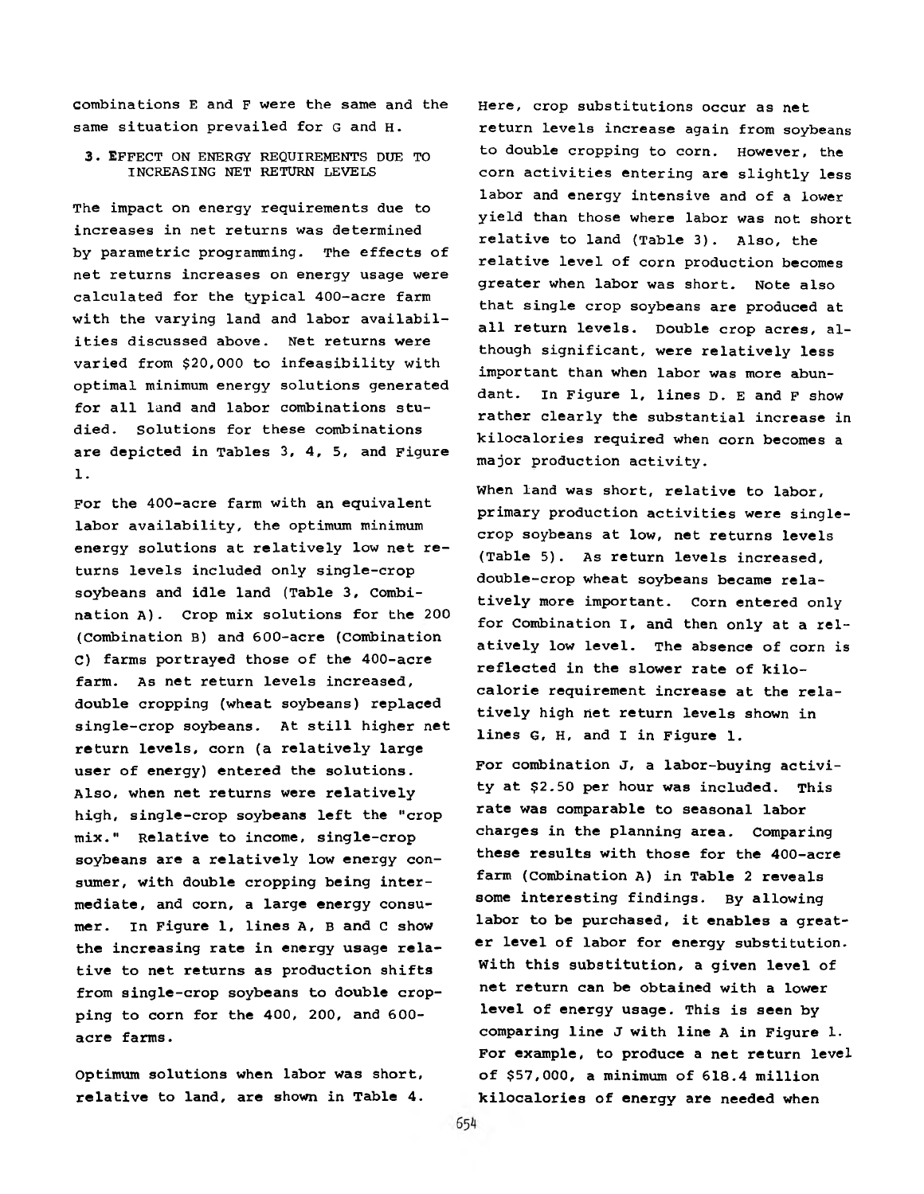combinations E and F were the same and the same situation prevailed for G and H.

### 3. EFFECT ON ENERGY REQUIREMENTS DUE TO INCREASING NET RETURN LEVELS

The impact on energy requirements due to increases in net returns was determined by parametric programming. The effects of net returns increases on energy usage were calculated for the typical 400-acre farm with the varying land and labor availabilities discussed above. Net returns were varied from $20,000 to infeasibility with optimal minimum energy solutions generated for all land and labor combinations studied. Solutions for these combinations are depicted in Tables 3, 4, 5, and Figure 1.

For the 400-acre farm with an equivalent labor availability, the optimum minimum energy solutions at relatively low net returns levels included only single-crop soybeans and idle land (Table 3, Combination A). Crop mix solutions for the 200 (Combination B) and 600-acre (Combination C) farms portrayed those of the 400-acre farm. As net return levels increased, double cropping (wheat soybeans) replaced single-crop soybeans. At still higher net return levels, corn (a relatively large user of energy) entered the solutions. Also, when net returns were relatively high, single-crop soybeans left the "crop mix." Relative to income, single-crop soybeans are a relatively low energy consumer, with double cropping being intermediate, and corn, a large energy consumer. In Figure 1, lines A, B and C show the increasing rate in energy usage relative to net returns as production shifts from single-crop soybeans to double cropping to corn for the 400, 200, and 600-acre farms.

Optimum solutions when labor was short, relative to land, are shown in Table 4. Here, crop substitutions occur as net return levels increase again from soybeans to double cropping to corn. However, the corn activities entering are slightly less labor and energy intensive and of a lower yield than those where labor was not short relative to land (Table 3). Also, the relative level of corn production becomes greater when labor was short. Note also that single crop soybeans are produced at all return levels. Double crop acres, although significant, were relatively less important than when labor was more abundant. In Figure 1, lines D. E and F show rather clearly the substantial increase in kilocalories required when corn becomes a major production activity.

When land was short, relative to labor, primary production activities were single-crop soybeans at low, net returns levels (Table 5). As return levels increased, double-crop wheat soybeans became relatively more important. Corn entered only for Combination I, and then only at a relatively low level. The absence of corn is reflected in the slower rate of kilocalorie requirement increase at the relatively high net return levels shown in lines G, H, and I in Figure 1.

For combination J, a labor-buying activity at $2.50 per hour was included. This rate was comparable to seasonal labor charges in the planning area. Comparing these results with those for the 400-acre farm (Combination A) in Table 2 reveals some interesting findings. By allowing labor to be purchased, it enables a greater level of labor for energy substitution. With this substitution, a given level of net return can be obtained with a lower level of energy usage. This is seen by comparing line J with line A in Figure 1. For example, to produce a net return level of $57,000, a minimum of 618.4 million kilocalories of energy are needed when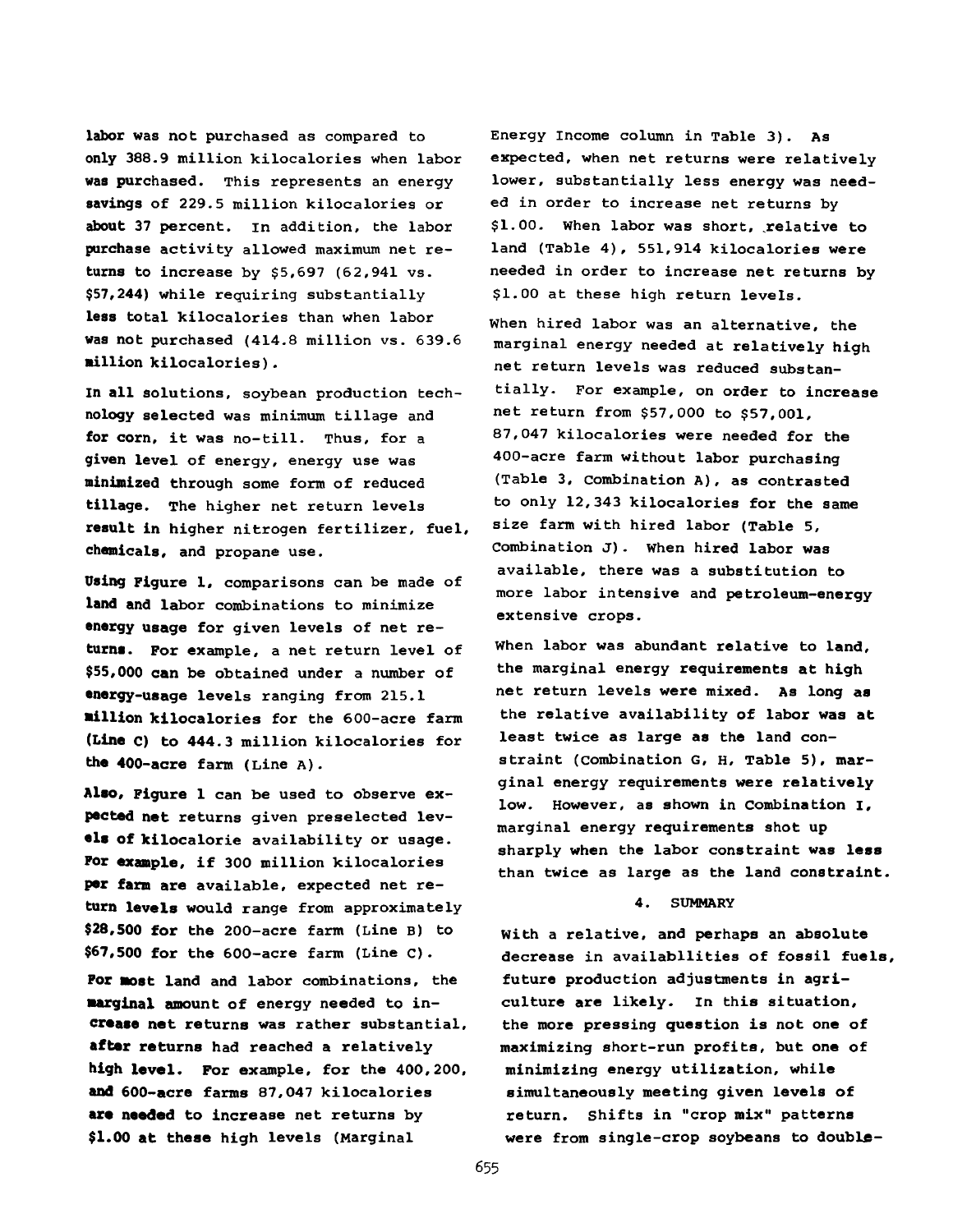labor was not purchased as compared to only 388.9 million kilocalories when labor was purchased. This represents an energy savings of 229.5 million kilocalories or about 37 percent. In addition, the labor purchase activity allowed maximum net returns to increase by $5,697 (62,941 vs. $57,244) while requiring substantially less total kilocalories than when labor was not purchased (414.8 million vs. 639.6 million kilocalories).

In all solutions, soybean production technology selected was minimum tillage and for corn, it was no-till. Thus, for a given level of energy, energy use was minimized through some form of reduced tillage. The higher net return levels result in higher nitrogen fertilizer, fuel, chemicals, and propane use.

Using Figure 1, comparisons can be made of land and labor combinations to minimize energy usage for given levels of net returns. For example, a net return level of $55,000 can be obtained under a number of energy-usage levels ranging from 215.1 million kilocalories for the 600-acre farm (Line C) to 444.3 million kilocalories for the 400-acre farm (Line A).

Also, Figure 1 can be used to observe expected net returns given preselected levels of kilocalorie availability or usage. For example, if 300 million kilocalories per farm are available, expected net return levels would range from approximately $28,500 for the 200-acre farm (Line B) to $67,500 for the 600-acre farm (Line C).

For most land and labor combinations, the marginal amount of energy needed to increase net returns was rather substantial, after returns had reached a relatively high level. For example, for the 400,200, and 600-acre farms 87,047 kilocalories are needed to increase net returns by $1.00 at these high levels (Marginal Energy Income column in Table 3). As expected, when net returns were relatively lower, substantially less energy was needed in order to increase net returns by $1.00. When labor was short, relative to land (Table 4), 551,914 kilocalories were needed in order to increase net returns by $1.00 at these high return levels.

When hired labor was an alternative, the marginal energy needed at relatively high net return levels was reduced substantially. For example, on order to increase net return from $57,000 to $57,001, 87,047 kilocalories were needed for the 400-acre farm without labor purchasing (Table 3, Combination A), as contrasted to only 12,343 kilocalories for the same size farm with hired labor (Table 5, Combination J). When hired labor was available, there was a substitution to more labor intensive and petroleum-energy extensive crops.

When labor was abundant relative to land, the marginal energy requirements at high net return levels were mixed. As long as the relative availability of labor was at least twice as large as the land constraint (Combination G, H, Table 5), marginal energy requirements were relatively low. However, as shown in Combination I, marginal energy requirements shot up sharply when the labor constraint was less than twice as large as the land constraint.

## 4. SUMMARY

With a relative, and perhaps an absolute decrease in availablities of fossil fuels, future production adjustments in agriculture are likely. In this situation, the more pressing question is not one of maximizing short-run profits, but one of minimizing energy utilization, while simultaneously meeting given levels of return. Shifts in "crop mix" patterns were from single-crop soybeans to double-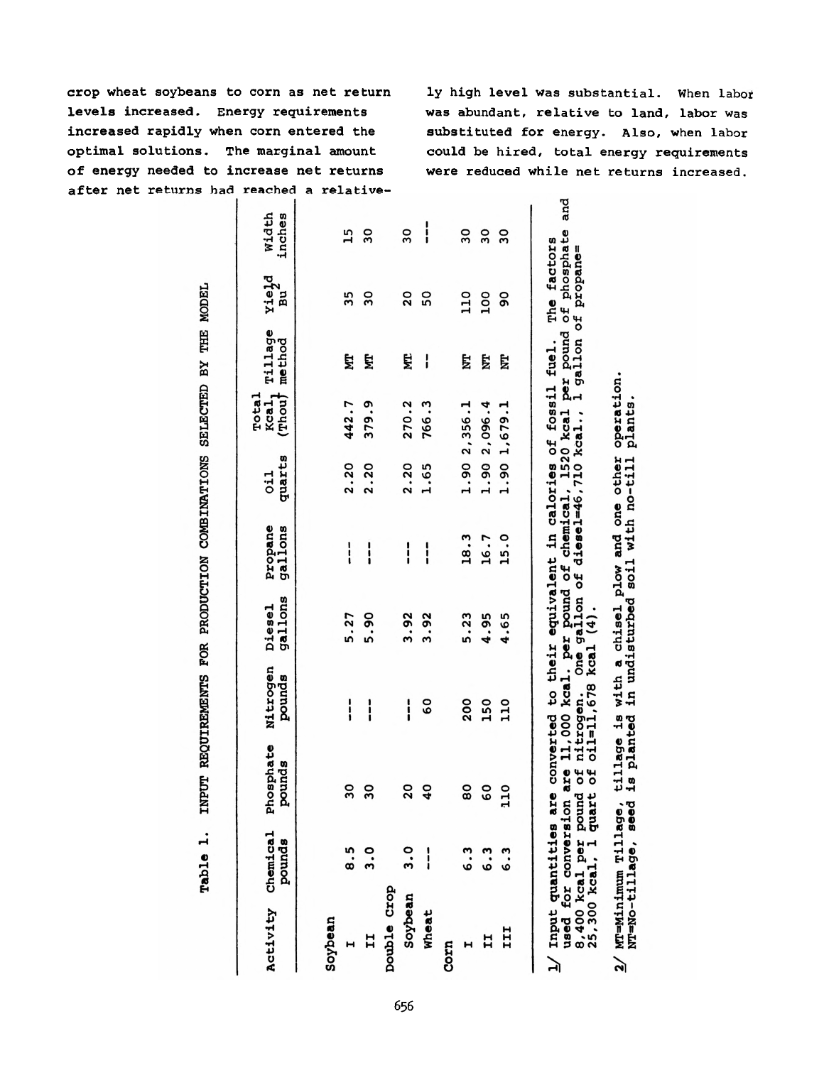crop wheat soybeans to corn as net return levels increased. Energy requirements increased rapidly when corn entered the optimal solutions. The marginal amount of energy needed to increase net returns after net returns had reached a relatively high level was substantial. When labor was abundant, relative to land, labor was substituted for energy. Also, when labor could be hired, total energy requirements were reduced while net returns increased.

Table 1. INPUT REQUIREMENTS FOR PRODUCTION COMBINATIONS SELECTED BY THE MODEL

| Activity | Chemical pounds | Phosphate pounds | Nitrogen pounds | Diesel gallons | Propane gallons | Oil quarts | Total Kcal (Thou)[1] | Tillage method | Yield Bu[2] | Width inches |
|---|---|---|---|---|---|---|---|---|---|---|
| Soybean | | | | | | | | | | |
| I | 8.5 | 30 | --- | 5.27 | --- | 2.20 | 442.7 | MT | 35 | 15 |
| II | 3.0 | 30 | --- | 5.90 | --- | 2.20 | 379.9 | MT | 30 | 30 |
| Double Crop | | | | | | | | | | |
| Soybean | 3.0 | 20 | --- | 3.92 | --- | 2.20 | 270.2 | MT | 20 | 30 |
| Wheat | --- | 40 | 60 | 3.92 | --- | 1.65 | 766.3 | --- | 50 | --- |
| Corn | | | | | | | | | | |
| I | 6.3 | 80 | 200 | 5.23 | 18.3 | 1.90 | 2,356.1 | NT | 110 | 30 |
| II | 6.3 | 60 | 150 | 4.95 | 16.7 | 1.90 | 2,096.4 | NT | 100 | 30 |
| III | 6.3 | 110 | 110 | 4.65 | 15.0 | 1.90 | 1,679.1 | NT | 90 | 30 |

1/ Input quantities are converted to their equivalent in calories of fossil fuel. The factors used for conversion are 11,000 kcal. per pound of chemical, 1520 kcal per pound of phosphate and 8,400 kcal per pound of nitrogen. One gallon of diesel=46,710 kcal., 1 gallon of propane= 25,300 kcal, 1 quart of oil=11,678 kcal (4).

2/ MT=Minimum Tillage, tillage is with a chisel plow and one other operation.
NT=No-tillage, seed is planted in undisturbed soil with no-till plants.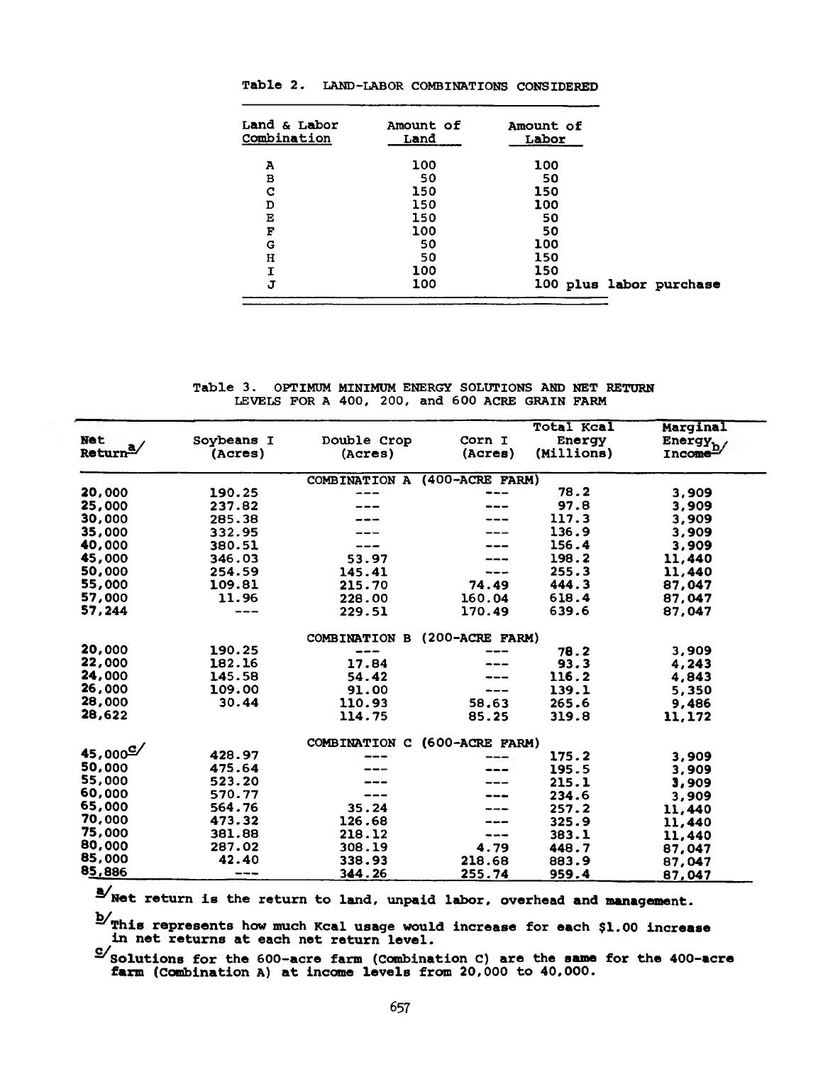Table 2. LAND-LABOR COMBINATIONS CONSIDERED

| Land & Labor Combination | Amount of Land | Amount of Labor |
|---|---|---|
| A | 100 | 100 |
| B | 50 | 50 |
| C | 150 | 150 |
| D | 150 | 100 |
| E | 150 | 50 |
| F | 100 | 50 |
| G | 50 | 100 |
| H | 50 | 150 |
| I | 100 | 150 |
| J | 100 | 100 plus labor purchase |

Table 3. OPTIMUM MINIMUM ENERGY SOLUTIONS AND NET RETURN LEVELS FOR A 400, 200, and 600 ACRE GRAIN FARM

| Net Return[a] | Soybeans I (Acres) | Double Crop (Acres) | Corn I (Acres) | Total Kcal Energy (Millions) | Marginal Energy Income[b] |
|---|---|---|---|---|---|
| | | COMBINATION A (400-ACRE FARM) | | | |
| 20,000 | 190.25 | --- | --- | 78.2 | 3,909 |
| 25,000 | 237.82 | --- | --- | 97.8 | 3,909 |
| 30,000 | 285.38 | --- | --- | 117.3 | 3,909 |
| 35,000 | 332.95 | --- | --- | 136.9 | 3,909 |
| 40,000 | 380.51 | --- | --- | 156.4 | 3,909 |
| 45,000 | 346.03 | 53.97 | --- | 198.2 | 11,440 |
| 50,000 | 254.59 | 145.41 | --- | 255.3 | 11,440 |
| 55,000 | 109.81 | 215.70 | 74.49 | 444.3 | 87,047 |
| 57,000 | 11.96 | 228.00 | 160.04 | 618.4 | 87,047 |
| 57,244 | --- | 229.51 | 170.49 | 639.6 | 87,047 |
| | | COMBINATION B (200-ACRE FARM) | | | |
| 20,000 | 190.25 | --- | --- | 78.2 | 3,909 |
| 22,000 | 182.16 | 17.84 | --- | 93.3 | 4,243 |
| 24,000 | 145.58 | 54.42 | --- | 116.2 | 4,843 |
| 26,000 | 109.00 | 91.00 | --- | 139.1 | 5,350 |
| 28,000 | 30.44 | 110.93 | 58.63 | 265.6 | 9,486 |
| 28,622 | | 114.75 | 85.25 | 319.8 | 11,172 |
| | | COMBINATION C (600-ACRE FARM) | | | |
| 45,000[c] | 428.97 | --- | --- | 175.2 | 3,909 |
| 50,000 | 475.64 | --- | --- | 195.5 | 3,909 |
| 55,000 | 523.20 | --- | --- | 215.1 | 3,909 |
| 60,000 | 570.77 | --- | --- | 234.6 | 3,909 |
| 65,000 | 564.76 | 35.24 | --- | 257.2 | 11,440 |
| 70,000 | 473.32 | 126.68 | --- | 325.9 | 11,440 |
| 75,000 | 381.88 | 218.12 | --- | 383.1 | 11,440 |
| 80,000 | 287.02 | 308.19 | 4.79 | 448.7 | 87,047 |
| 85,000 | 42.40 | 338.93 | 218.68 | 883.9 | 87,047 |
| 85,886 | --- | 344.26 | 255.74 | 959.4 | 87,047 |

[a] Net return is the return to land, unpaid labor, overhead and management.

[b] This represents how much Kcal usage would increase for each $1.00 increase in net returns at each net return level.

[c] Solutions for the 600-acre farm (Combination C) are the same for the 400-acre farm (Combination A) at income levels from 20,000 to 40,000.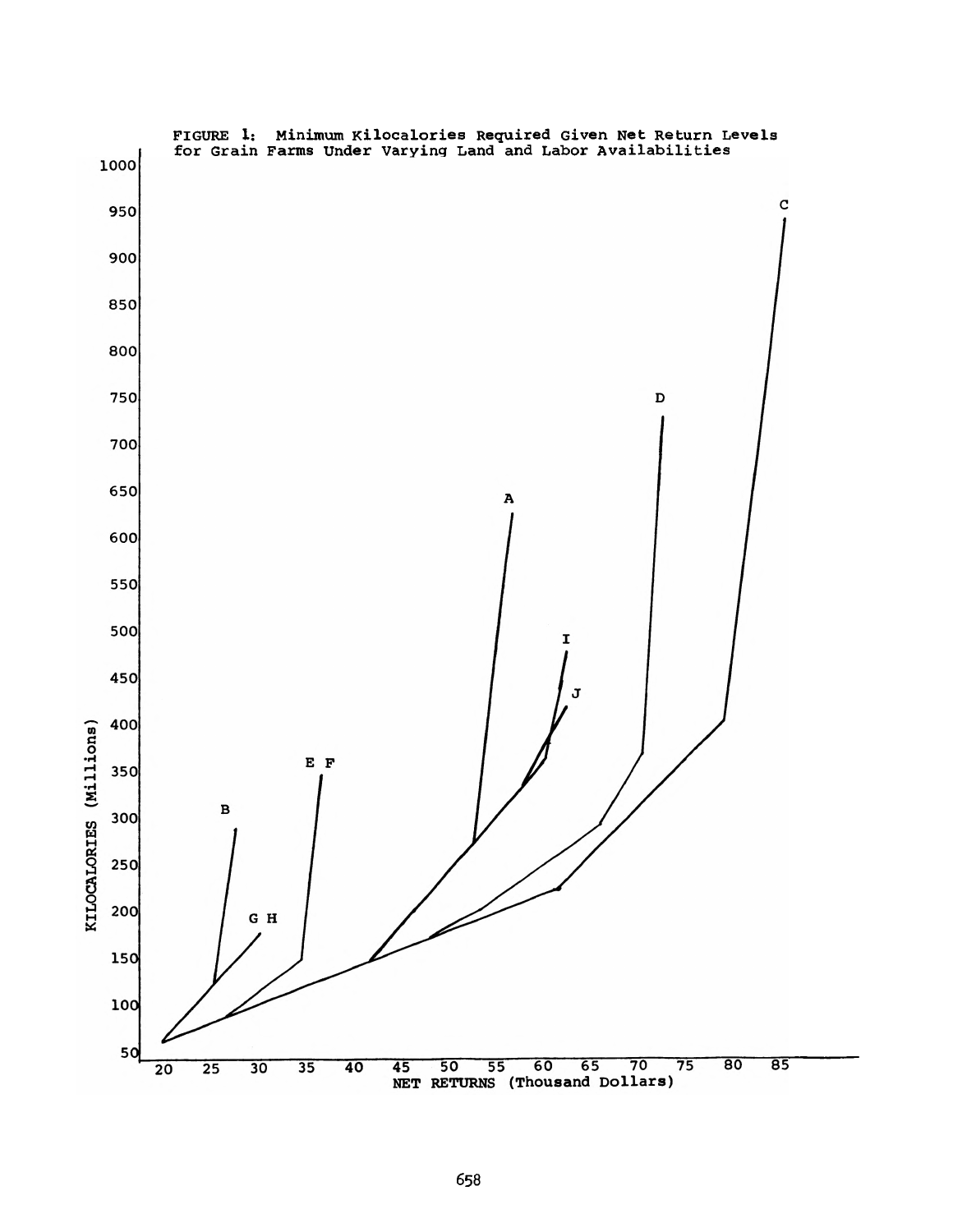FIGURE 1: Minimum Kilocalories Required Given Net Return Levels for Grain Farms Under Varying Land and Labor Availabilities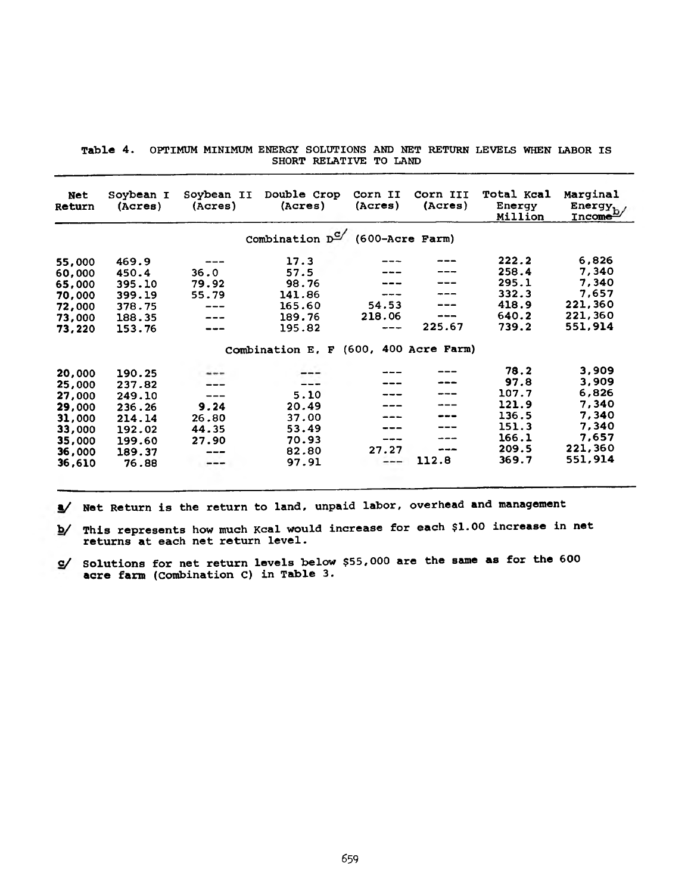Table 4. OPTIMUM MINIMUM ENERGY SOLUTIONS AND NET RETURN LEVELS WHEN LABOR IS SHORT RELATIVE TO LAND

| Net Return | Soybean I (Acres) | Soybean II (Acres) | Double Crop (Acres) | Corn II (Acres) | Corn III (Acres) | Total Kcal Energy Million | Marginal Energy Income[b/] |
|---|---|---|---|---|---|---|---|
| | | | Combination D[c/] (600-Acre Farm) | | | | |
| 55,000 | 469.9 | --- | 17.3 | --- | --- | 222.2 | 6,826 |
| 60,000 | 450.4 | 36.0 | 57.5 | --- | --- | 258.4 | 7,340 |
| 65,000 | 395.10 | 79.92 | 98.76 | --- | --- | 295.1 | 7,340 |
| 70,000 | 399.19 | 55.79 | 141.86 | --- | --- | 332.3 | 7,657 |
| 72,000 | 378.75 | --- | 165.60 | 54.53 | --- | 418.9 | 221,360 |
| 73,000 | 188.35 | --- | 189.76 | 218.06 | --- | 640.2 | 221,360 |
| 73,220 | 153.76 | --- | 195.82 | --- | 225.67 | 739.2 | 551,914 |
| | | | Combination E, F (600, 400 Acre Farm) | | | | |
| 20,000 | 190.25 | --- | --- | --- | --- | 78.2 | 3,909 |
| 25,000 | 237.82 | --- | --- | --- | --- | 97.8 | 3,909 |
| 27,000 | 249.10 | --- | 5.10 | --- | --- | 107.7 | 6,826 |
| 29,000 | 236.26 | 9.24 | 20.49 | --- | --- | 121.9 | 7,340 |
| 31,000 | 214.14 | 26.80 | 37.00 | --- | --- | 136.5 | 7,340 |
| 33,000 | 192.02 | 44.35 | 53.49 | --- | --- | 151.3 | 7,340 |
| 35,000 | 199.60 | 27.90 | 70.93 | --- | --- | 166.1 | 7,657 |
| 36,000 | 189.37 | --- | 82.80 | 27.27 | --- | 209.5 | 221,360 |
| 36,610 | 76.88 | --- | 97.91 | --- | 112.8 | 369.7 | 551,914 |

a/ Net Return is the return to land, unpaid labor, overhead and management

b/ This represents how much Kcal would increase for each $1.00 increase in net returns at each net return level.

c/ Solutions for net return levels below $55,000 are the same as for the 600 acre farm (Combination C) in Table 3.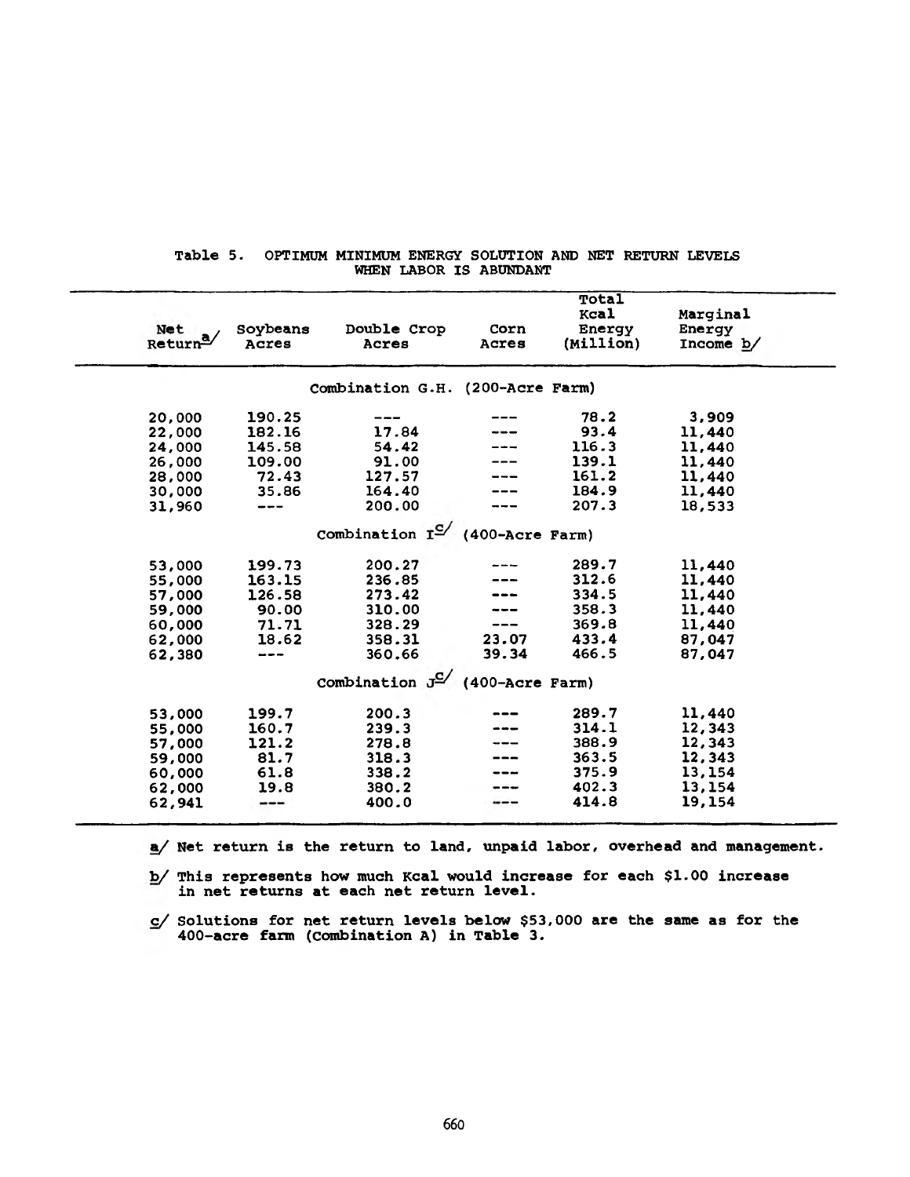Table 5. OPTIMUM MINIMUM ENERGY SOLUTION AND NET RETURN LEVELS WHEN LABOR IS ABUNDANT

| Net Return[a] | Soybeans Acres | Double Crop Acres | Corn Acres | Total Kcal Energy (Million) | Marginal Energy Income [b] |
|---|---|---|---|---|---|
| | | Combination G.H. (200-Acre Farm) | | | |
| 20,000 | 190.25 | --- | --- | 78.2 | 3,909 |
| 22,000 | 182.16 | 17.84 | --- | 93.4 | 11,440 |
| 24,000 | 145.58 | 54.42 | --- | 116.3 | 11,440 |
| 26,000 | 109.00 | 91.00 | --- | 139.1 | 11,440 |
| 28,000 | 72.43 | 127.57 | --- | 161.2 | 11,440 |
| 30,000 | 35.86 | 164.40 | --- | 184.9 | 11,440 |
| 31,960 | --- | 200.00 | --- | 207.3 | 18,533 |
| | | Combination I[c] (400-Acre Farm) | | | |
| 53,000 | 199.73 | 200.27 | --- | 289.7 | 11,440 |
| 55,000 | 163.15 | 236.85 | --- | 312.6 | 11,440 |
| 57,000 | 126.58 | 273.42 | --- | 334.5 | 11,440 |
| 59,000 | 90.00 | 310.00 | --- | 358.3 | 11,440 |
| 60,000 | 71.71 | 328.29 | --- | 369.8 | 11,440 |
| 62,000 | 18.62 | 358.31 | 23.07 | 433.4 | 87,047 |
| 62,380 | --- | 360.66 | 39.34 | 466.5 | 87,047 |
| | | Combination J[c] (400-Acre Farm) | | | |
| 53,000 | 199.7 | 200.3 | --- | 289.7 | 11,440 |
| 55,000 | 160.7 | 239.3 | --- | 314.1 | 12,343 |
| 57,000 | 121.2 | 278.8 | --- | 388.9 | 12,343 |
| 59,000 | 81.7 | 318.3 | --- | 363.5 | 12,343 |
| 60,000 | 61.8 | 338.2 | --- | 375.9 | 13,154 |
| 62,000 | 19.8 | 380.2 | --- | 402.3 | 13,154 |
| 62,941 | --- | 400.0 | --- | 414.8 | 19,154 |

a/ Net return is the return to land, unpaid labor, overhead and management.

b/ This represents how much Kcal would increase for each $1.00 increase in net returns at each net return level.

c/ Solutions for net return levels below $53,000 are the same as for the 400-acre farm (Combination A) in Table 3.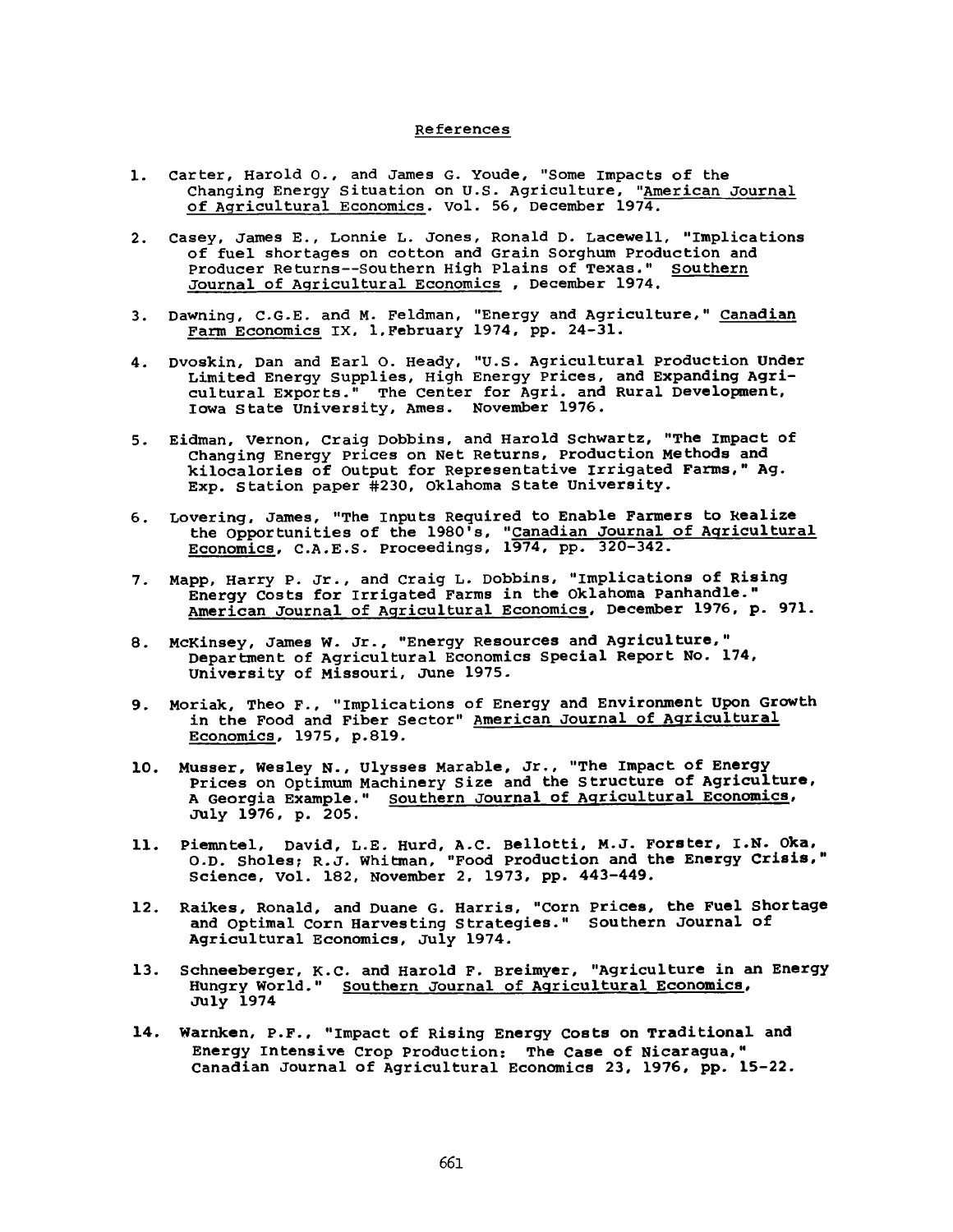## References

1. Carter, Harold O., and James G. Youde, "Some Impacts of the Changing Energy Situation on U.S. Agriculture, "American Journal of Agricultural Economics. Vol. 56, December 1974.

2. Casey, James E., Lonnie L. Jones, Ronald D. Lacewell, "Implications of fuel shortages on cotton and Grain Sorghum Production and Producer Returns--Southern High Plains of Texas." Southern Journal of Agricultural Economics , December 1974.

3. Dawning, C.G.E. and M. Feldman, "Energy and Agriculture," Canadian Farm Economics IX, 1,February 1974, pp. 24-31.

4. Dvoskin, Dan and Earl O. Heady, "U.S. Agricultural Production Under Limited Energy Supplies, High Energy Prices, and Expanding Agricultural Exports." The Center for Agri. and Rural Development, Iowa State University, Ames. November 1976.

5. Eidman, Vernon, Craig Dobbins, and Harold Schwartz, "The Impact of Changing Energy Prices on Net Returns, Production Methods and kilocalories of Output for Representative Irrigated Farms," Ag. Exp. Station paper #230, Oklahoma State University.

6. Lovering, James, "The Inputs Required to Enable Farmers to Realize the Opportunities of the 1980's, "Canadian Journal of Agricultural Economics, C.A.E.S. Proceedings, 1974, pp. 320-342.

7. Mapp, Harry P. Jr., and Craig L. Dobbins, "Implications of Rising Energy Costs for Irrigated Farms in the Oklahoma Panhandle." American Journal of Agricultural Economics, December 1976, p. 971.

8. McKinsey, James W. Jr., "Energy Resources and Agriculture," Department of Agricultural Economics Special Report No. 174, University of Missouri, June 1975.

9. Moriak, Theo F., "Implications of Energy and Environment Upon Growth in the Food and Fiber Sector" American Journal of Agricultural Economics, 1975, p.819.

10. Musser, Wesley N., Ulysses Marable, Jr., "The Impact of Energy Prices on Optimum Machinery Size and the Structure of Agriculture, A Georgia Example." Southern Journal of Agricultural Economics, July 1976, p. 205.

11. Piemntel, David, L.E. Hurd, A.C. Bellotti, M.J. Forster, I.N. Oka, O.D. Sholes; R.J. Whitman, "Food Production and the Energy Crisis," Science, Vol. 182, November 2, 1973, pp. 443-449.

12. Raikes, Ronald, and Duane G. Harris, "Corn Prices, the Fuel Shortage and Optimal Corn Harvesting Strategies." Southern Journal of Agricultural Economics, July 1974.

13. Schneeberger, K.C. and Harold F. Breimyer, "Agriculture in an Energy Hungry World." Southern Journal of Agricultural Economics, July 1974

14. Warnken, P.F., "Impact of Rising Energy Costs on Traditional and Energy Intensive Crop Production: The Case of Nicaragua," Canadian Journal of Agricultural Economics 23, 1976, pp. 15-22.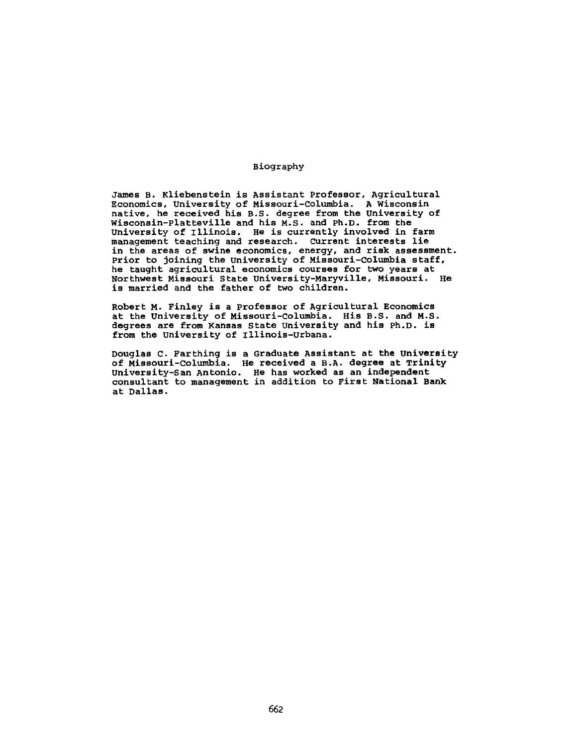## Biography

James B. Kliebenstein is Assistant Professor, Agricultural Economics, University of Missouri-Columbia. A Wisconsin native, he received his B.S. degree from the University of Wisconsin-Platteville and his M.S. and Ph.D. from the University of Illinois. He is currently involved in farm management teaching and research. Current interests lie in the areas of swine economics, energy, and risk assessment. Prior to joining the University of Missouri-Columbia staff, he taught agricultural economics courses for two years at Northwest Missouri State University-Maryville, Missouri. He is married and the father of two children.

Robert M. Finley is a Professor of Agricultural Economics at the University of Missouri-Columbia. His B.S. and M.S. degrees are from Kansas State University and his Ph.D. is from the University of Illinois-Urbana.

Douglas C. Farthing is a Graduate Assistant at the University of Missouri-Columbia. He received a B.A. degree at Trinity University-San Antonio. He has worked as an independent consultant to management in addition to First National Bank at Dallas.